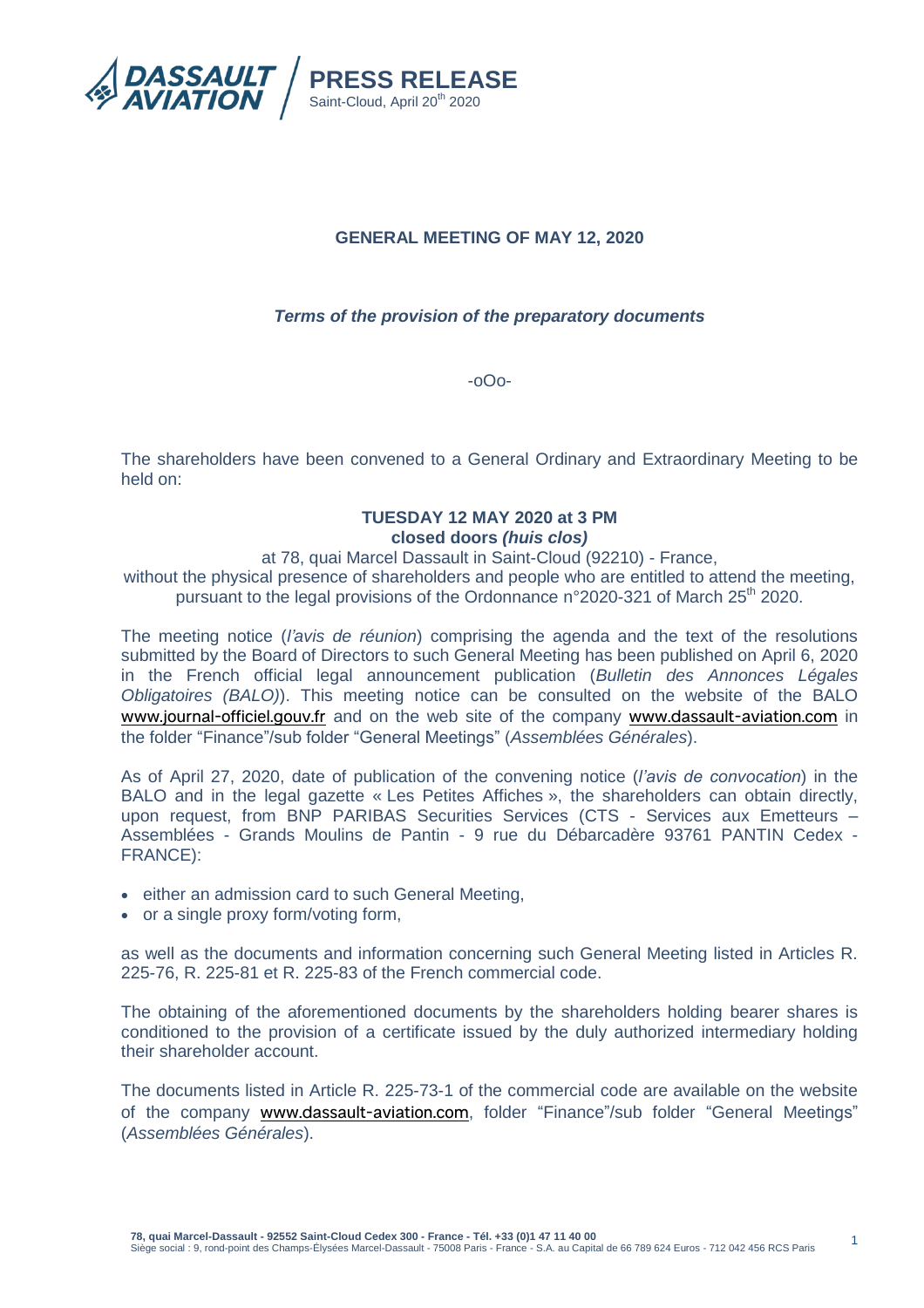# PRESS RELEASE

Saint-Cloud, April 20th 2020

## GENERAL MEETING OF MAY 12, 2020

### *Terms of the provision of the preparatory documents*

-oOo-

The shareholders have been convened to a General Ordinary and Extraordinary Meeting to be held on:

**TUESDAY 12 MAY 2020 at 3 PM**
**closed doors *(huis clos)***
at 78, quai Marcel Dassault in Saint-Cloud (92210) - France,
without the physical presence of shareholders and people who are entitled to attend the meeting, pursuant to the legal provisions of the Ordonnance n°2020-321 of March 25th 2020.

The meeting notice (*l'avis de réunion*) comprising the agenda and the text of the resolutions submitted by the Board of Directors to such General Meeting has been published on April 6, 2020 in the French official legal announcement publication (*Bulletin des Annonces Légales Obligatoires (BALO)*). This meeting notice can be consulted on the website of the BALO www.journal-officiel.gouv.fr and on the web site of the company www.dassault-aviation.com in the folder "Finance"/sub folder "General Meetings" (*Assemblées Générales*).

As of April 27, 2020, date of publication of the convening notice (*l'avis de convocation*) in the BALO and in the legal gazette « Les Petites Affiches », the shareholders can obtain directly, upon request, from BNP PARIBAS Securities Services (CTS - Services aux Emetteurs – Assemblées - Grands Moulins de Pantin - 9 rue du Débarcadère 93761 PANTIN Cedex - FRANCE):

- either an admission card to such General Meeting,
- or a single proxy form/voting form,

as well as the documents and information concerning such General Meeting listed in Articles R. 225-76, R. 225-81 et R. 225-83 of the French commercial code.

The obtaining of the aforementioned documents by the shareholders holding bearer shares is conditioned to the provision of a certificate issued by the duly authorized intermediary holding their shareholder account.

The documents listed in Article R. 225-73-1 of the commercial code are available on the website of the company www.dassault-aviation.com, folder "Finance"/sub folder "General Meetings" (*Assemblées Générales*).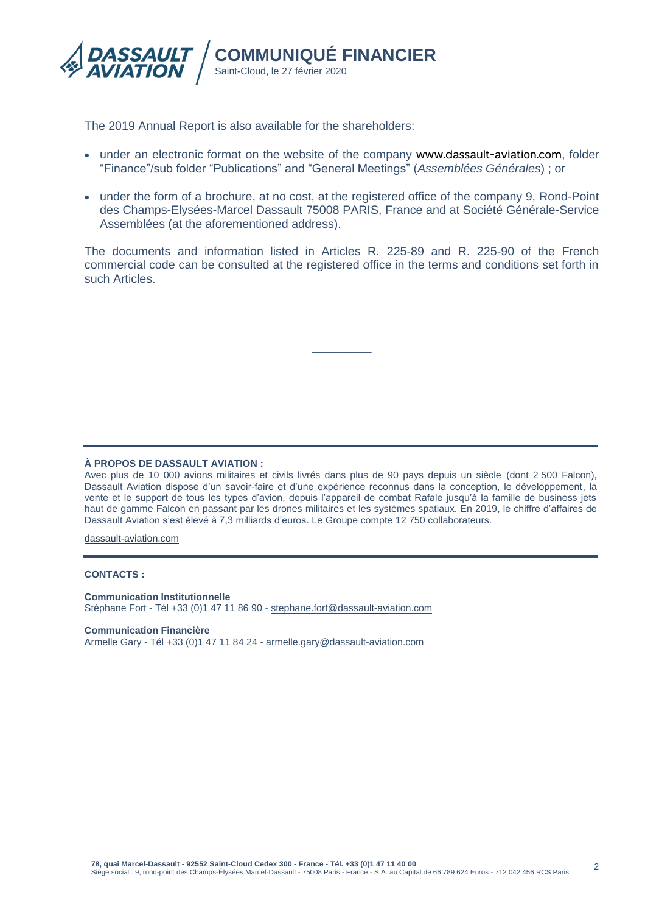The 2019 Annual Report is also available for the shareholders:

- under an electronic format on the website of the company www.dassault-aviation.com, folder “Finance”/sub folder “Publications” and “General Meetings” (*Assemblées Générales*) ; or
- under the form of a brochure, at no cost, at the registered office of the company 9, Rond-Point des Champs-Elysées-Marcel Dassault 75008 PARIS, France and at Société Générale-Service Assemblées (at the aforementioned address).

The documents and information listed in Articles R. 225-89 and R. 225-90 of the French commercial code can be consulted at the registered office in the terms and conditions set forth in such Articles.

---

**À PROPOS DE DASSAULT AVIATION :**

Avec plus de 10 000 avions militaires et civils livrés dans plus de 90 pays depuis un siècle (dont 2 500 Falcon), Dassault Aviation dispose d’un savoir-faire et d’une expérience reconnus dans la conception, le développement, la vente et le support de tous les types d’avion, depuis l’appareil de combat Rafale jusqu’à la famille de business jets haut de gamme Falcon en passant par les drones militaires et les systèmes spatiaux. En 2019, le chiffre d’affaires de Dassault Aviation s’est élevé à 7,3 milliards d’euros. Le Groupe compte 12 750 collaborateurs.

dassault-aviation.com

**CONTACTS :**

**Communication Institutionnelle**
Stéphane Fort - Tél +33 (0)1 47 11 86 90 - stephane.fort@dassault-aviation.com

**Communication Financière**
Armelle Gary - Tél +33 (0)1 47 11 84 24 - armelle.gary@dassault-aviation.com